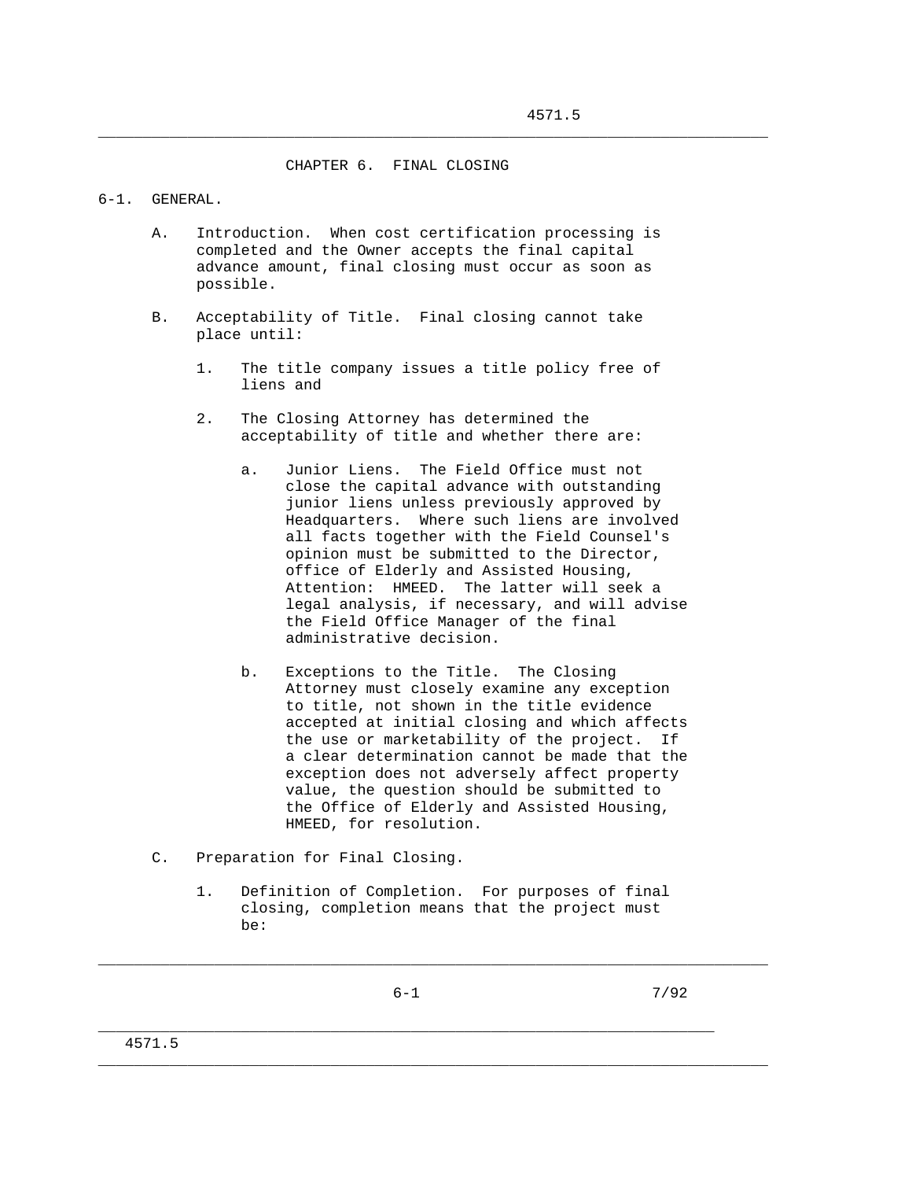# CHAPTER 6. FINAL CLOSING

## 6-1. GENERAL.

A. Introduction. When cost certification processing is completed and the Owner accepts the final capital advance amount, final closing must occur as soon as possible.

B. Acceptability of Title. Final closing cannot take place until:

1. The title company issues a title policy free of liens and

2. The Closing Attorney has determined the acceptability of title and whether there are:

   a. Junior Liens. The Field Office must not close the capital advance with outstanding junior liens unless previously approved by Headquarters. Where such liens are involved all facts together with the Field Counsel's opinion must be submitted to the Director, office of Elderly and Assisted Housing, Attention: HMEED. The latter will seek a legal analysis, if necessary, and will advise the Field Office Manager of the final administrative decision.

   b. Exceptions to the Title. The Closing Attorney must closely examine any exception to title, not shown in the title evidence accepted at initial closing and which affects the use or marketability of the project. If a clear determination cannot be made that the exception does not adversely affect property value, the question should be submitted to the Office of Elderly and Assisted Housing, HMEED, for resolution.

C. Preparation for Final Closing.

1. Definition of Completion. For purposes of final closing, completion means that the project must be: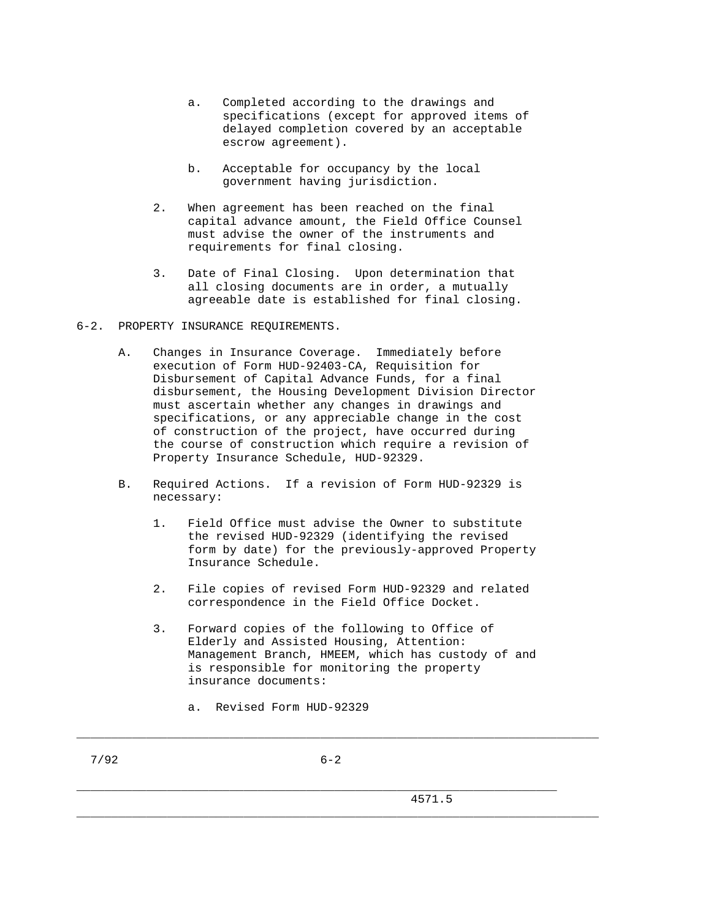a. Completed according to the drawings and specifications (except for approved items of delayed completion covered by an acceptable escrow agreement).

b. Acceptable for occupancy by the local government having jurisdiction.

2. When agreement has been reached on the final capital advance amount, the Field Office Counsel must advise the owner of the instruments and requirements for final closing.

3. Date of Final Closing. Upon determination that all closing documents are in order, a mutually agreeable date is established for final closing.

## 6-2. PROPERTY INSURANCE REQUIREMENTS.

A. Changes in Insurance Coverage. Immediately before execution of Form HUD-92403-CA, Requisition for Disbursement of Capital Advance Funds, for a final disbursement, the Housing Development Division Director must ascertain whether any changes in drawings and specifications, or any appreciable change in the cost of construction of the project, have occurred during the course of construction which require a revision of Property Insurance Schedule, HUD-92329.

B. Required Actions. If a revision of Form HUD-92329 is necessary:

1. Field Office must advise the Owner to substitute the revised HUD-92329 (identifying the revised form by date) for the previously-approved Property Insurance Schedule.

2. File copies of revised Form HUD-92329 and related correspondence in the Field Office Docket.

3. Forward copies of the following to Office of Elderly and Assisted Housing, Attention: Management Branch, HMEEM, which has custody of and is responsible for monitoring the property insurance documents:

   a. Revised Form HUD-92329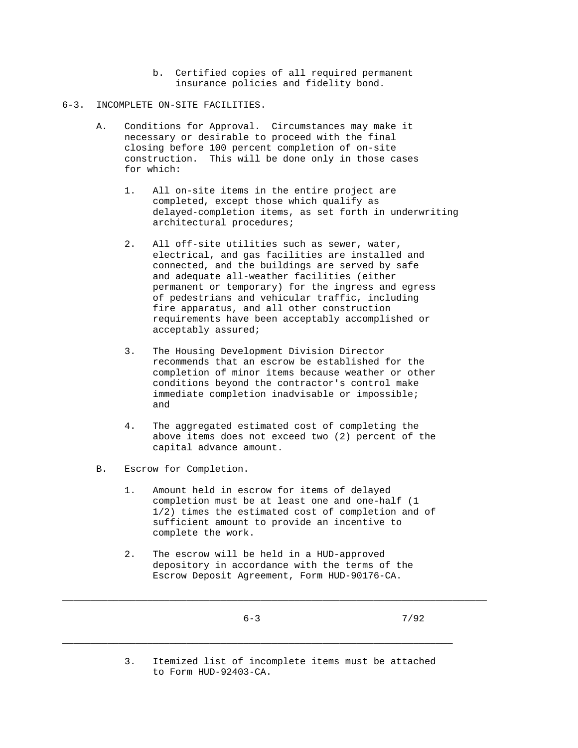b. Certified copies of all required permanent insurance policies and fidelity bond.

## 6-3. INCOMPLETE ON-SITE FACILITIES.

A. Conditions for Approval. Circumstances may make it necessary or desirable to proceed with the final closing before 100 percent completion of on-site construction. This will be done only in those cases for which:

1. All on-site items in the entire project are completed, except those which qualify as delayed-completion items, as set forth in underwriting architectural procedures;

2. All off-site utilities such as sewer, water, electrical, and gas facilities are installed and connected, and the buildings are served by safe and adequate all-weather facilities (either permanent or temporary) for the ingress and egress of pedestrians and vehicular traffic, including fire apparatus, and all other construction requirements have been acceptably accomplished or acceptably assured;

3. The Housing Development Division Director recommends that an escrow be established for the completion of minor items because weather or other conditions beyond the contractor's control make immediate completion inadvisable or impossible; and

4. The aggregated estimated cost of completing the above items does not exceed two (2) percent of the capital advance amount.

B. Escrow for Completion.

1. Amount held in escrow for items of delayed completion must be at least one and one-half (1 1/2) times the estimated cost of completion and of sufficient amount to provide an incentive to complete the work.

2. The escrow will be held in a HUD-approved depository in accordance with the terms of the Escrow Deposit Agreement, Form HUD-90176-CA.

3. Itemized list of incomplete items must be attached to Form HUD-92403-CA.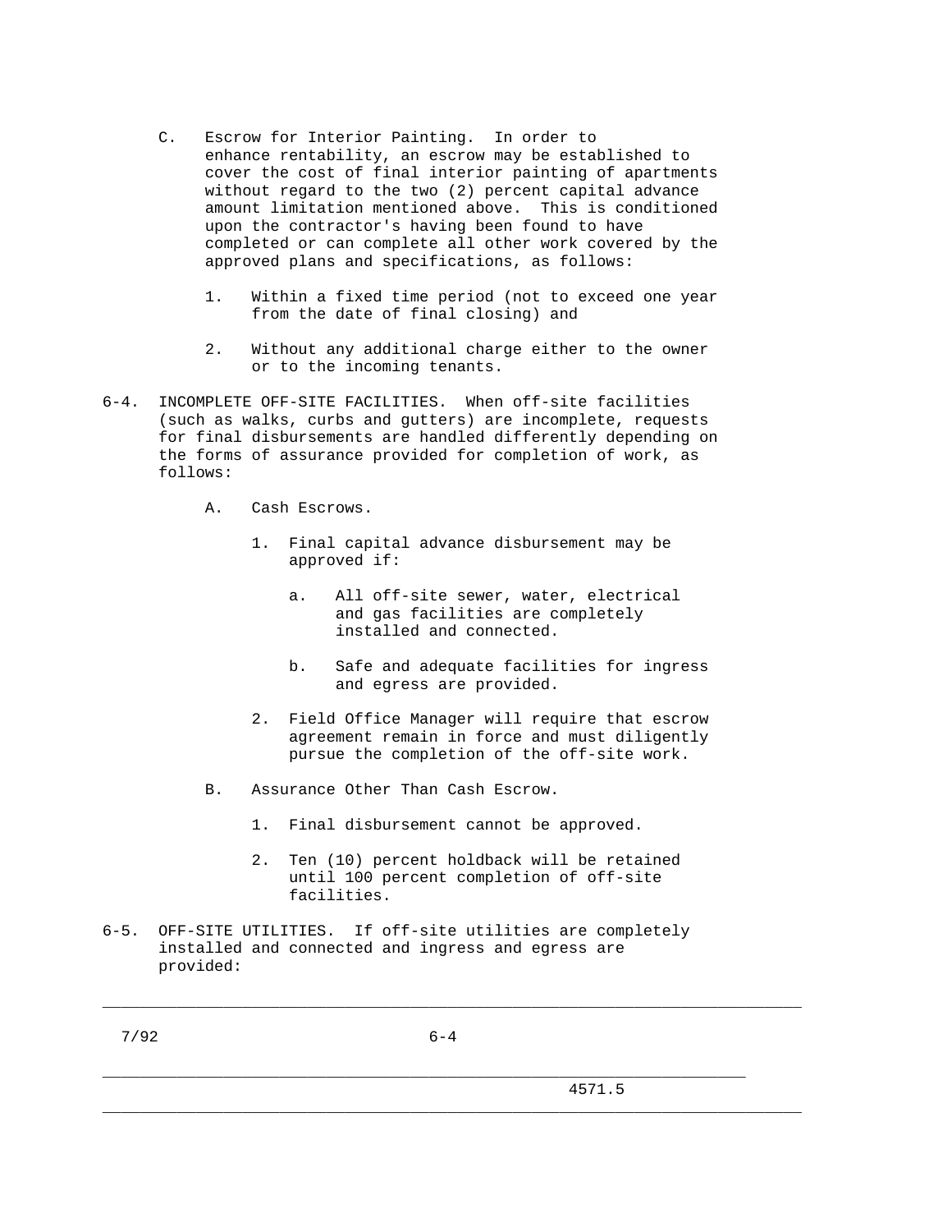C. Escrow for Interior Painting. In order to enhance rentability, an escrow may be established to cover the cost of final interior painting of apartments without regard to the two (2) percent capital advance amount limitation mentioned above. This is conditioned upon the contractor's having been found to have completed or can complete all other work covered by the approved plans and specifications, as follows:

1. Within a fixed time period (not to exceed one year from the date of final closing) and

2. Without any additional charge either to the owner or to the incoming tenants.

6-4. INCOMPLETE OFF-SITE FACILITIES. When off-site facilities (such as walks, curbs and gutters) are incomplete, requests for final disbursements are handled differently depending on the forms of assurance provided for completion of work, as follows:

A. Cash Escrows.

1. Final capital advance disbursement may be approved if:

   a. All off-site sewer, water, electrical and gas facilities are completely installed and connected.

   b. Safe and adequate facilities for ingress and egress are provided.

2. Field Office Manager will require that escrow agreement remain in force and must diligently pursue the completion of the off-site work.

B. Assurance Other Than Cash Escrow.

1. Final disbursement cannot be approved.

2. Ten (10) percent holdback will be retained until 100 percent completion of off-site facilities.

6-5. OFF-SITE UTILITIES. If off-site utilities are completely installed and connected and ingress and egress are provided: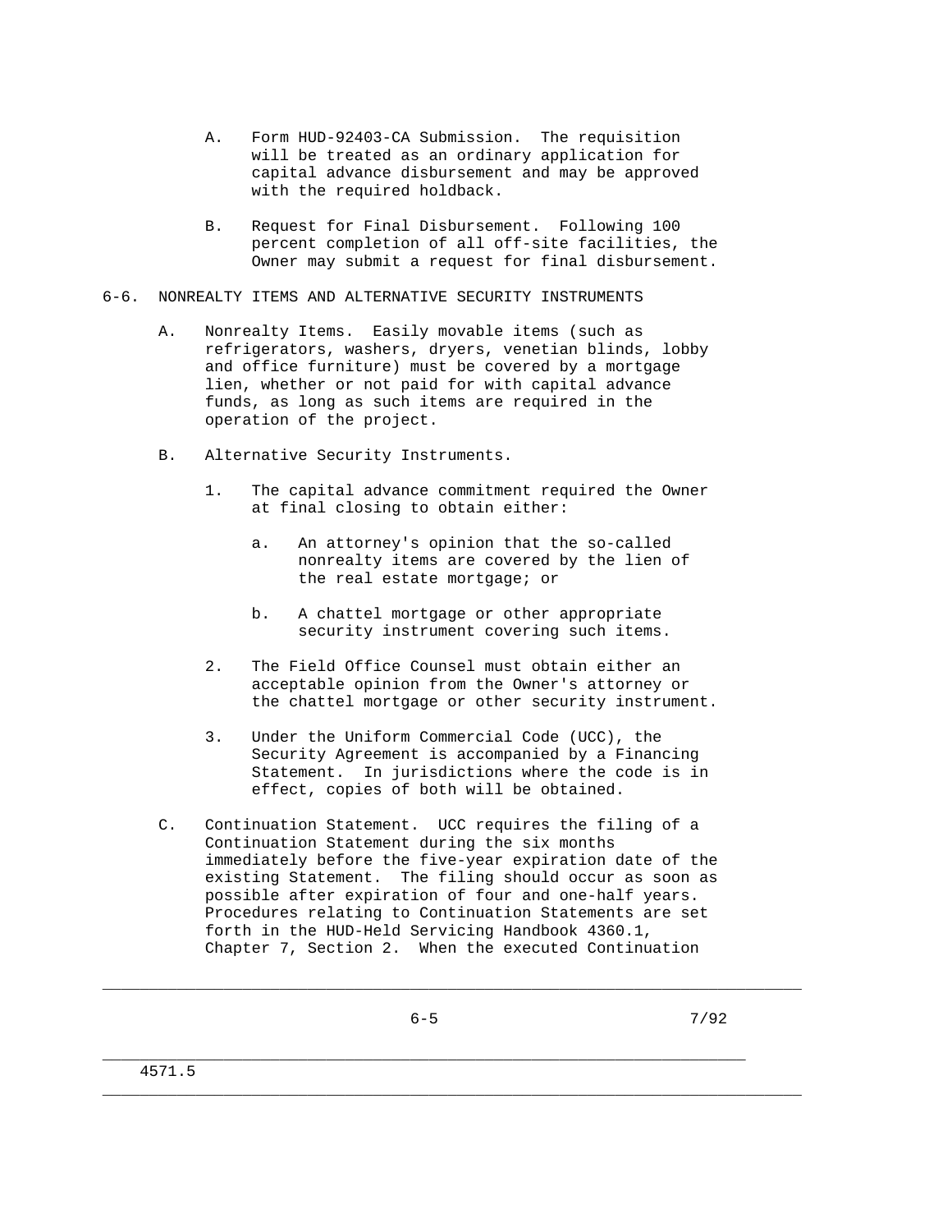A. Form HUD-92403-CA Submission. The requisition will be treated as an ordinary application for capital advance disbursement and may be approved with the required holdback.

B. Request for Final Disbursement. Following 100 percent completion of all off-site facilities, the Owner may submit a request for final disbursement.

## 6-6. NONREALTY ITEMS AND ALTERNATIVE SECURITY INSTRUMENTS

A. Nonrealty Items. Easily movable items (such as refrigerators, washers, dryers, venetian blinds, lobby and office furniture) must be covered by a mortgage lien, whether or not paid for with capital advance funds, as long as such items are required in the operation of the project.

B. Alternative Security Instruments.

1. The capital advance commitment required the Owner at final closing to obtain either:

   a. An attorney's opinion that the so-called nonrealty items are covered by the lien of the real estate mortgage; or

   b. A chattel mortgage or other appropriate security instrument covering such items.

2. The Field Office Counsel must obtain either an acceptable opinion from the Owner's attorney or the chattel mortgage or other security instrument.

3. Under the Uniform Commercial Code (UCC), the Security Agreement is accompanied by a Financing Statement. In jurisdictions where the code is in effect, copies of both will be obtained.

C. Continuation Statement. UCC requires the filing of a Continuation Statement during the six months immediately before the five-year expiration date of the existing Statement. The filing should occur as soon as possible after expiration of four and one-half years. Procedures relating to Continuation Statements are set forth in the HUD-Held Servicing Handbook 4360.1, Chapter 7, Section 2. When the executed Continuation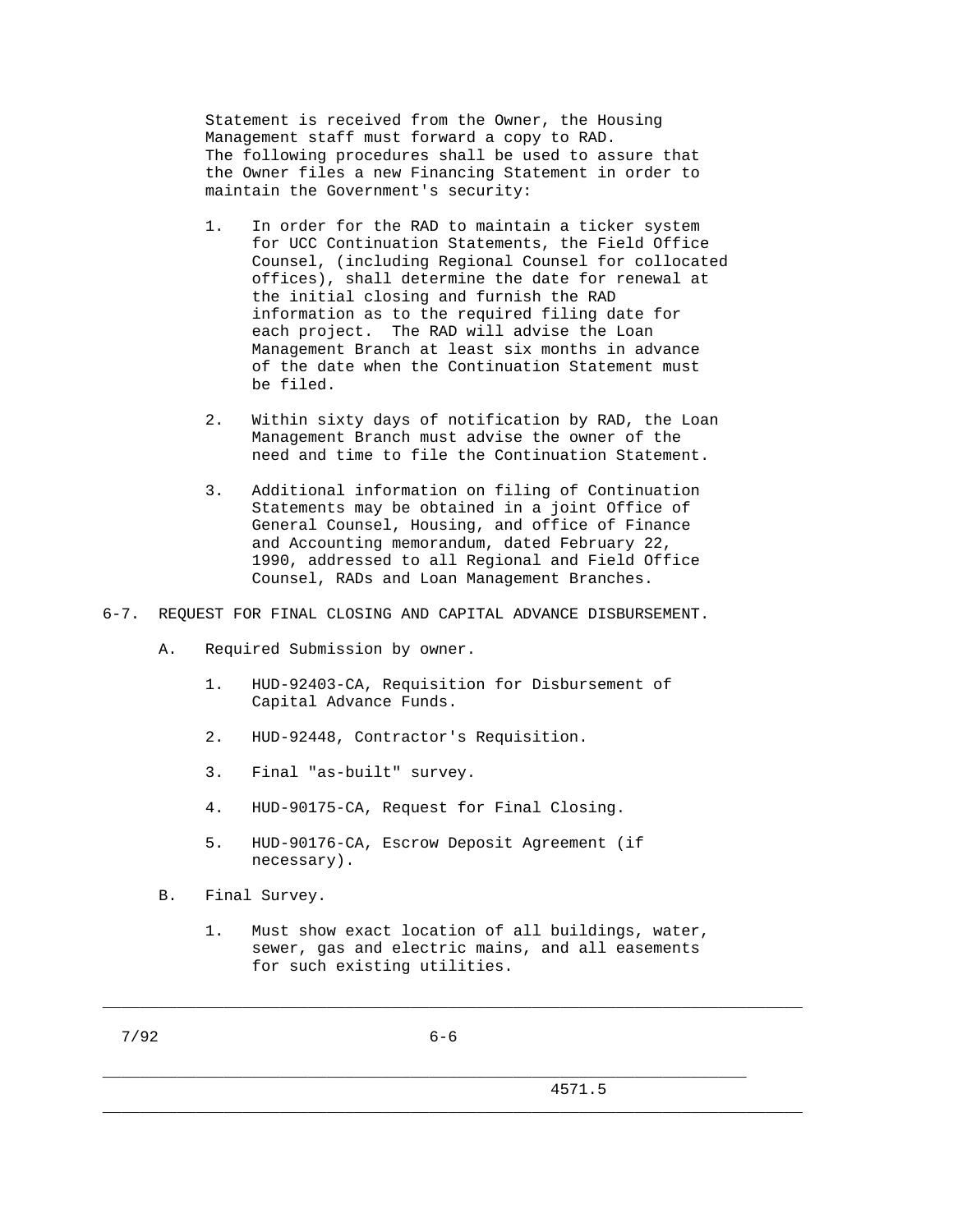Statement is received from the Owner, the Housing Management staff must forward a copy to RAD. The following procedures shall be used to assure that the Owner files a new Financing Statement in order to maintain the Government's security:

1. In order for the RAD to maintain a ticker system for UCC Continuation Statements, the Field Office Counsel, (including Regional Counsel for collocated offices), shall determine the date for renewal at the initial closing and furnish the RAD information as to the required filing date for each project. The RAD will advise the Loan Management Branch at least six months in advance of the date when the Continuation Statement must be filed.

2. Within sixty days of notification by RAD, the Loan Management Branch must advise the owner of the need and time to file the Continuation Statement.

3. Additional information on filing of Continuation Statements may be obtained in a joint Office of General Counsel, Housing, and office of Finance and Accounting memorandum, dated February 22, 1990, addressed to all Regional and Field Office Counsel, RADs and Loan Management Branches.

## 6-7. REQUEST FOR FINAL CLOSING AND CAPITAL ADVANCE DISBURSEMENT.

A. Required Submission by owner.

1. HUD-92403-CA, Requisition for Disbursement of Capital Advance Funds.

2. HUD-92448, Contractor's Requisition.

3. Final "as-built" survey.

4. HUD-90175-CA, Request for Final Closing.

5. HUD-90176-CA, Escrow Deposit Agreement (if necessary).

B. Final Survey.

1. Must show exact location of all buildings, water, sewer, gas and electric mains, and all easements for such existing utilities.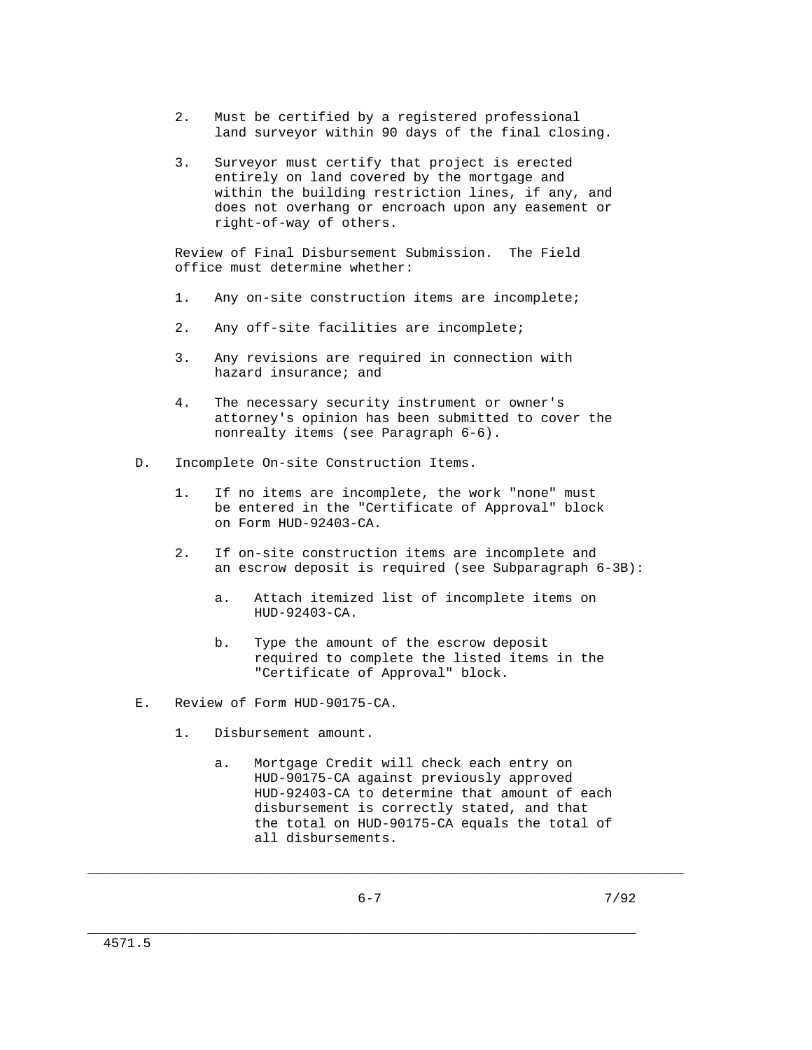2. Must be certified by a registered professional land surveyor within 90 days of the final closing.

3. Surveyor must certify that project is erected entirely on land covered by the mortgage and within the building restriction lines, if any, and does not overhang or encroach upon any easement or right-of-way of others.

Review of Final Disbursement Submission. The Field office must determine whether:

1. Any on-site construction items are incomplete;

2. Any off-site facilities are incomplete;

3. Any revisions are required in connection with hazard insurance; and

4. The necessary security instrument or owner's attorney's opinion has been submitted to cover the nonrealty items (see Paragraph 6-6).

D. Incomplete On-site Construction Items.

1. If no items are incomplete, the work "none" must be entered in the "Certificate of Approval" block on Form HUD-92403-CA.

2. If on-site construction items are incomplete and an escrow deposit is required (see Subparagraph 6-3B):

   a. Attach itemized list of incomplete items on HUD-92403-CA.

   b. Type the amount of the escrow deposit required to complete the listed items in the "Certificate of Approval" block.

E. Review of Form HUD-90175-CA.

1. Disbursement amount.

   a. Mortgage Credit will check each entry on HUD-90175-CA against previously approved HUD-92403-CA to determine that amount of each disbursement is correctly stated, and that the total on HUD-90175-CA equals the total of all disbursements.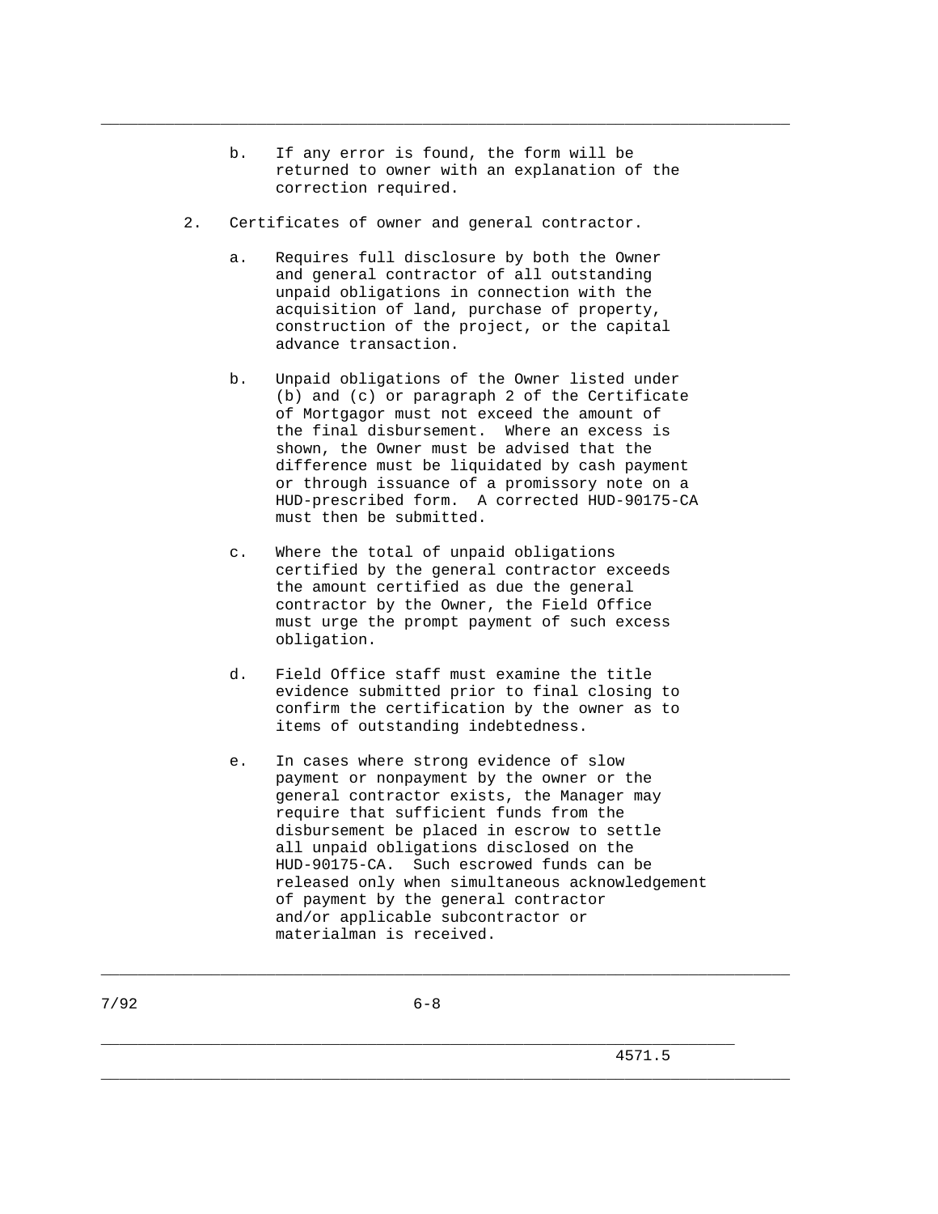b. If any error is found, the form will be returned to owner with an explanation of the correction required.

2. Certificates of owner and general contractor.

   a. Requires full disclosure by both the Owner and general contractor of all outstanding unpaid obligations in connection with the acquisition of land, purchase of property, construction of the project, or the capital advance transaction.

   b. Unpaid obligations of the Owner listed under (b) and (c) or paragraph 2 of the Certificate of Mortgagor must not exceed the amount of the final disbursement. Where an excess is shown, the Owner must be advised that the difference must be liquidated by cash payment or through issuance of a promissory note on a HUD-prescribed form. A corrected HUD-90175-CA must then be submitted.

   c. Where the total of unpaid obligations certified by the general contractor exceeds the amount certified as due the general contractor by the Owner, the Field Office must urge the prompt payment of such excess obligation.

   d. Field Office staff must examine the title evidence submitted prior to final closing to confirm the certification by the owner as to items of outstanding indebtedness.

   e. In cases where strong evidence of slow payment or nonpayment by the owner or the general contractor exists, the Manager may require that sufficient funds from the disbursement be placed in escrow to settle all unpaid obligations disclosed on the HUD-90175-CA. Such escrowed funds can be released only when simultaneous acknowledgement of payment by the general contractor and/or applicable subcontractor or materialman is received.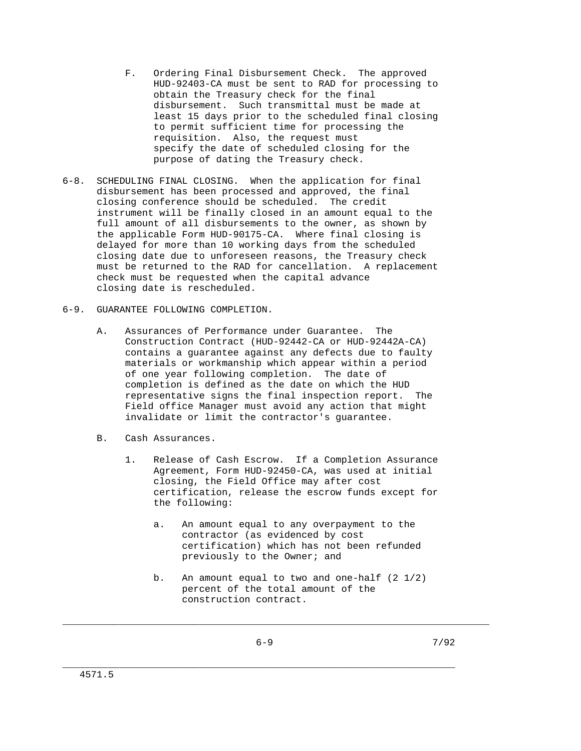F. Ordering Final Disbursement Check. The approved HUD-92403-CA must be sent to RAD for processing to obtain the Treasury check for the final disbursement. Such transmittal must be made at least 15 days prior to the scheduled final closing to permit sufficient time for processing the requisition. Also, the request must specify the date of scheduled closing for the purpose of dating the Treasury check.

6-8. SCHEDULING FINAL CLOSING. When the application for final disbursement has been processed and approved, the final closing conference should be scheduled. The credit instrument will be finally closed in an amount equal to the full amount of all disbursements to the owner, as shown by the applicable Form HUD-90175-CA. Where final closing is delayed for more than 10 working days from the scheduled closing date due to unforeseen reasons, the Treasury check must be returned to the RAD for cancellation. A replacement check must be requested when the capital advance closing date is rescheduled.

6-9. GUARANTEE FOLLOWING COMPLETION.

A. Assurances of Performance under Guarantee. The Construction Contract (HUD-92442-CA or HUD-92442A-CA) contains a guarantee against any defects due to faulty materials or workmanship which appear within a period of one year following completion. The date of completion is defined as the date on which the HUD representative signs the final inspection report. The Field office Manager must avoid any action that might invalidate or limit the contractor's guarantee.

B. Cash Assurances.

1. Release of Cash Escrow. If a Completion Assurance Agreement, Form HUD-92450-CA, was used at initial closing, the Field Office may after cost certification, release the escrow funds except for the following:

   a. An amount equal to any overpayment to the contractor (as evidenced by cost certification) which has not been refunded previously to the Owner; and

   b. An amount equal to two and one-half (2 1/2) percent of the total amount of the construction contract.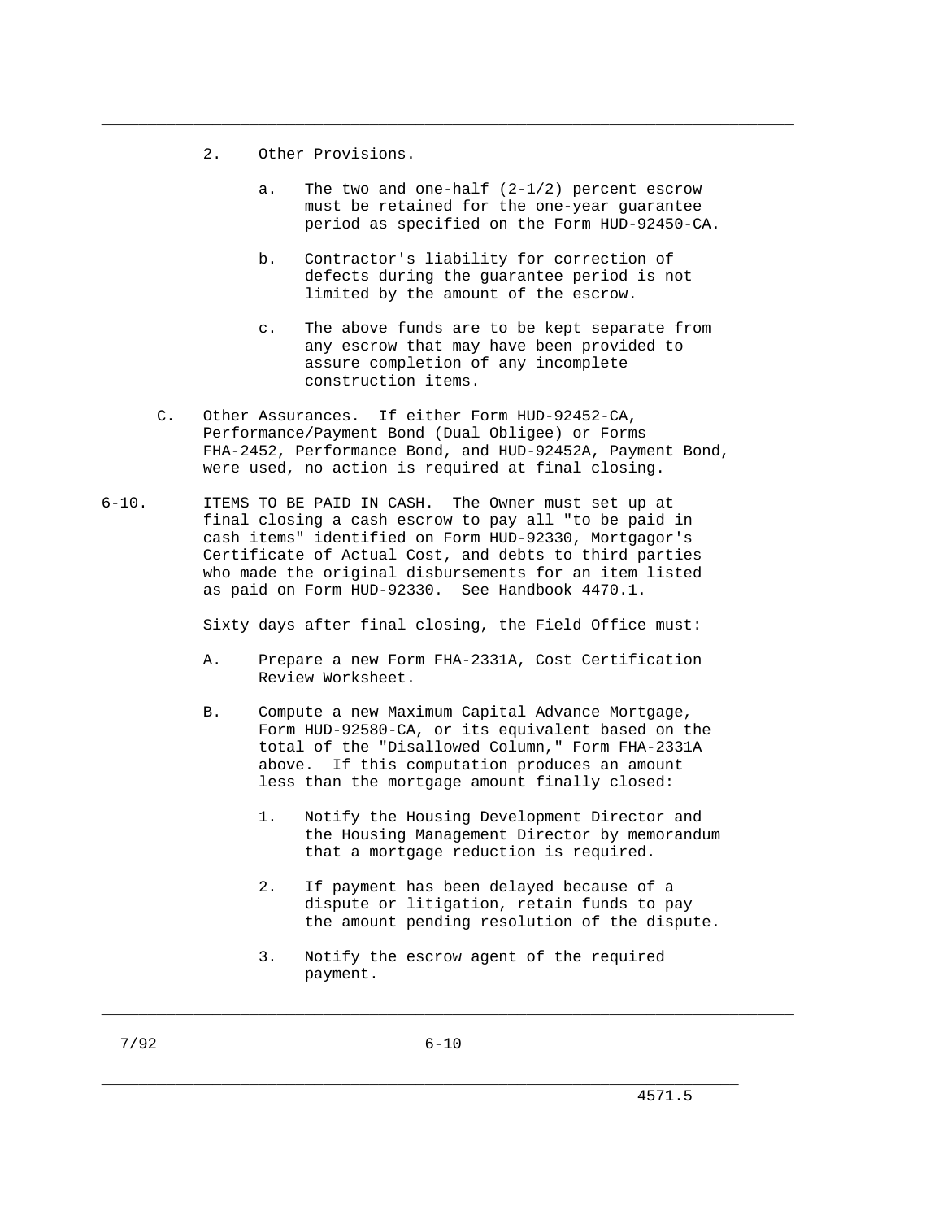2. Other Provisions.

   a. The two and one-half (2-1/2) percent escrow must be retained for the one-year guarantee period as specified on the Form HUD-92450-CA.

   b. Contractor's liability for correction of defects during the guarantee period is not limited by the amount of the escrow.

   c. The above funds are to be kept separate from any escrow that may have been provided to assure completion of any incomplete construction items.

C. Other Assurances. If either Form HUD-92452-CA, Performance/Payment Bond (Dual Obligee) or Forms FHA-2452, Performance Bond, and HUD-92452A, Payment Bond, were used, no action is required at final closing.

6-10. ITEMS TO BE PAID IN CASH. The Owner must set up at final closing a cash escrow to pay all "to be paid in cash items" identified on Form HUD-92330, Mortgagor's Certificate of Actual Cost, and debts to third parties who made the original disbursements for an item listed as paid on Form HUD-92330. See Handbook 4470.1.

Sixty days after final closing, the Field Office must:

A. Prepare a new Form FHA-2331A, Cost Certification Review Worksheet.

B. Compute a new Maximum Capital Advance Mortgage, Form HUD-92580-CA, or its equivalent based on the total of the "Disallowed Column," Form FHA-2331A above. If this computation produces an amount less than the mortgage amount finally closed:

   1. Notify the Housing Development Director and the Housing Management Director by memorandum that a mortgage reduction is required.

   2. If payment has been delayed because of a dispute or litigation, retain funds to pay the amount pending resolution of the dispute.

   3. Notify the escrow agent of the required payment.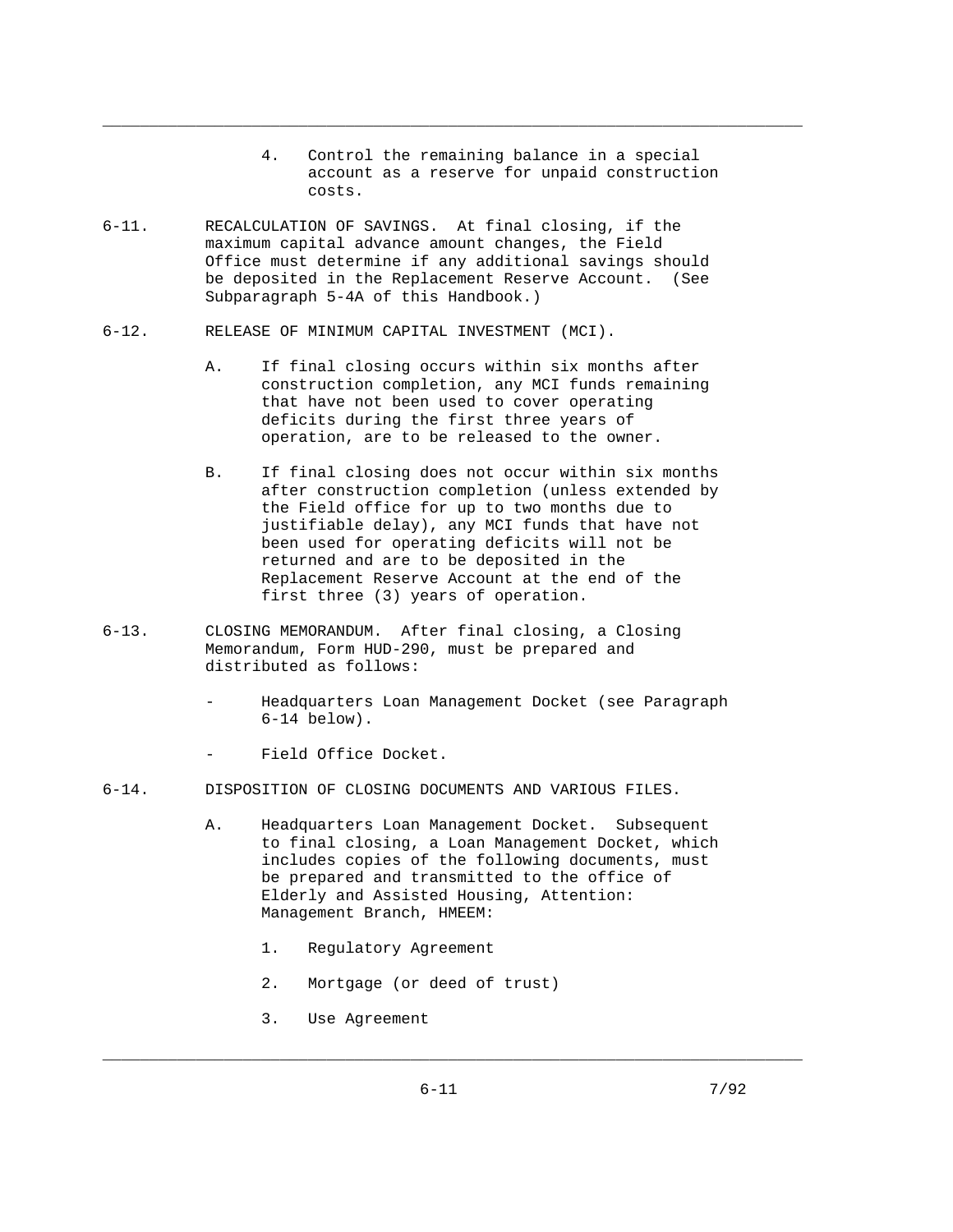4. Control the remaining balance in a special account as a reserve for unpaid construction costs.

6-11. RECALCULATION OF SAVINGS. At final closing, if the maximum capital advance amount changes, the Field Office must determine if any additional savings should be deposited in the Replacement Reserve Account. (See Subparagraph 5-4A of this Handbook.)

6-12. RELEASE OF MINIMUM CAPITAL INVESTMENT (MCI).

A. If final closing occurs within six months after construction completion, any MCI funds remaining that have not been used to cover operating deficits during the first three years of operation, are to be released to the owner.

B. If final closing does not occur within six months after construction completion (unless extended by the Field office for up to two months due to justifiable delay), any MCI funds that have not been used for operating deficits will not be returned and are to be deposited in the Replacement Reserve Account at the end of the first three (3) years of operation.

6-13. CLOSING MEMORANDUM. After final closing, a Closing Memorandum, Form HUD-290, must be prepared and distributed as follows:

- Headquarters Loan Management Docket (see Paragraph 6-14 below).
- Field Office Docket.

6-14. DISPOSITION OF CLOSING DOCUMENTS AND VARIOUS FILES.

A. Headquarters Loan Management Docket. Subsequent to final closing, a Loan Management Docket, which includes copies of the following documents, must be prepared and transmitted to the office of Elderly and Assisted Housing, Attention: Management Branch, HMEEM:

1. Regulatory Agreement
2. Mortgage (or deed of trust)
3. Use Agreement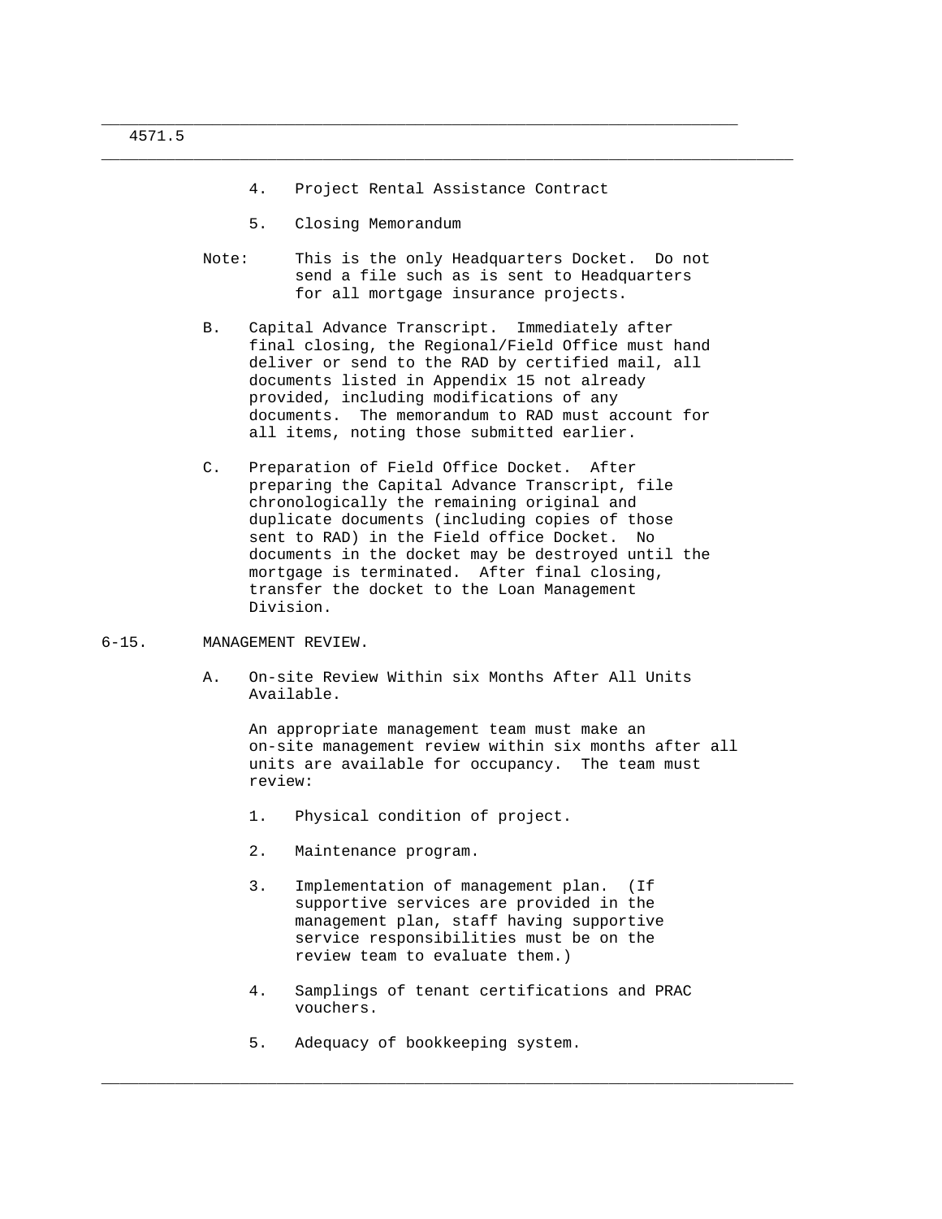4. Project Rental Assistance Contract

5. Closing Memorandum

Note: This is the only Headquarters Docket. Do not send a file such as is sent to Headquarters for all mortgage insurance projects.

B. Capital Advance Transcript. Immediately after final closing, the Regional/Field Office must hand deliver or send to the RAD by certified mail, all documents listed in Appendix 15 not already provided, including modifications of any documents. The memorandum to RAD must account for all items, noting those submitted earlier.

C. Preparation of Field Office Docket. After preparing the Capital Advance Transcript, file chronologically the remaining original and duplicate documents (including copies of those sent to RAD) in the Field office Docket. No documents in the docket may be destroyed until the mortgage is terminated. After final closing, transfer the docket to the Loan Management Division.

## 6-15. MANAGEMENT REVIEW.

A. On-site Review Within six Months After All Units Available.

An appropriate management team must make an on-site management review within six months after all units are available for occupancy. The team must review:

1. Physical condition of project.

2. Maintenance program.

3. Implementation of management plan. (If supportive services are provided in the management plan, staff having supportive service responsibilities must be on the review team to evaluate them.)

4. Samplings of tenant certifications and PRAC vouchers.

5. Adequacy of bookkeeping system.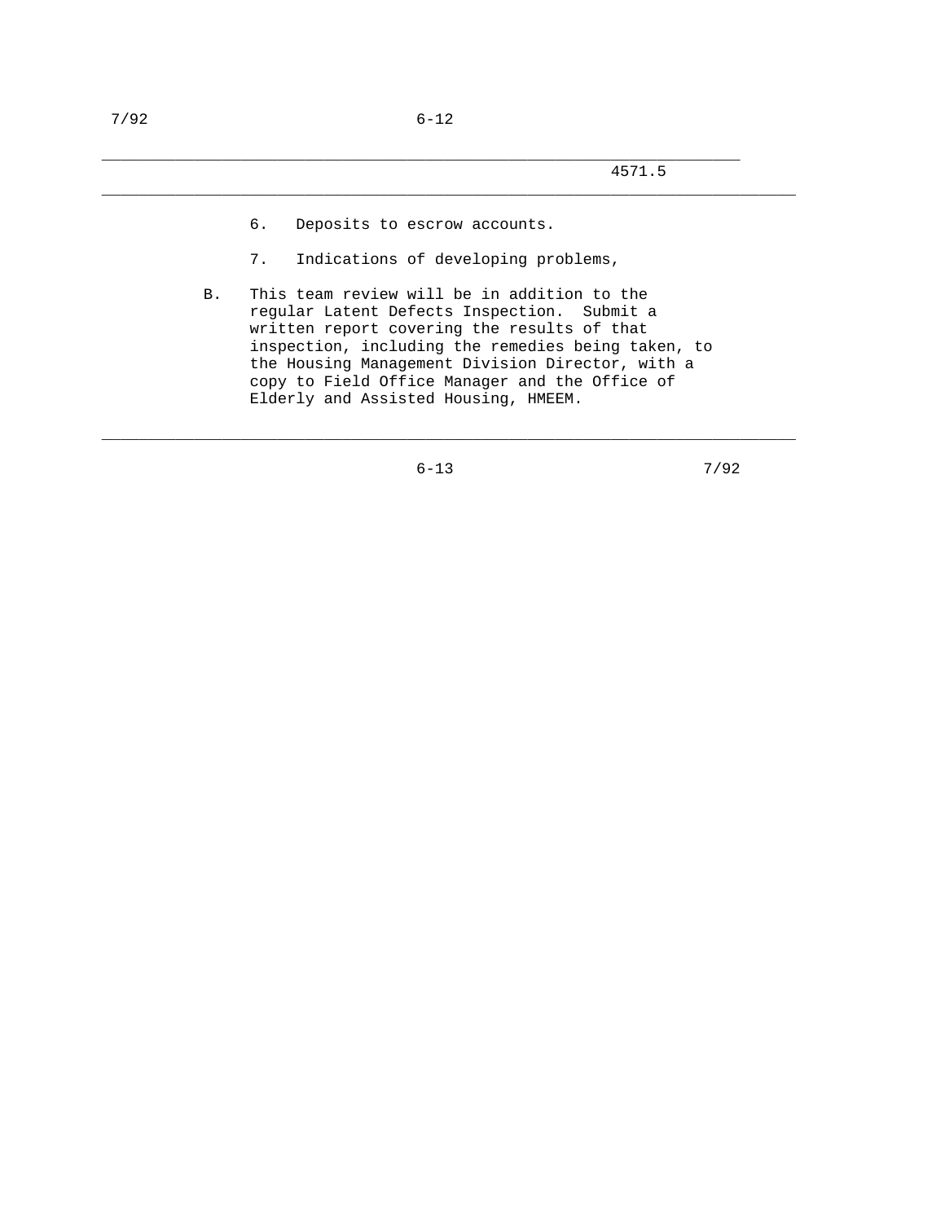6. Deposits to escrow accounts.

7. Indications of developing problems,

B. This team review will be in addition to the regular Latent Defects Inspection. Submit a written report covering the results of that inspection, including the remedies being taken, to the Housing Management Division Director, with a copy to Field Office Manager and the Office of Elderly and Assisted Housing, HMEEM.